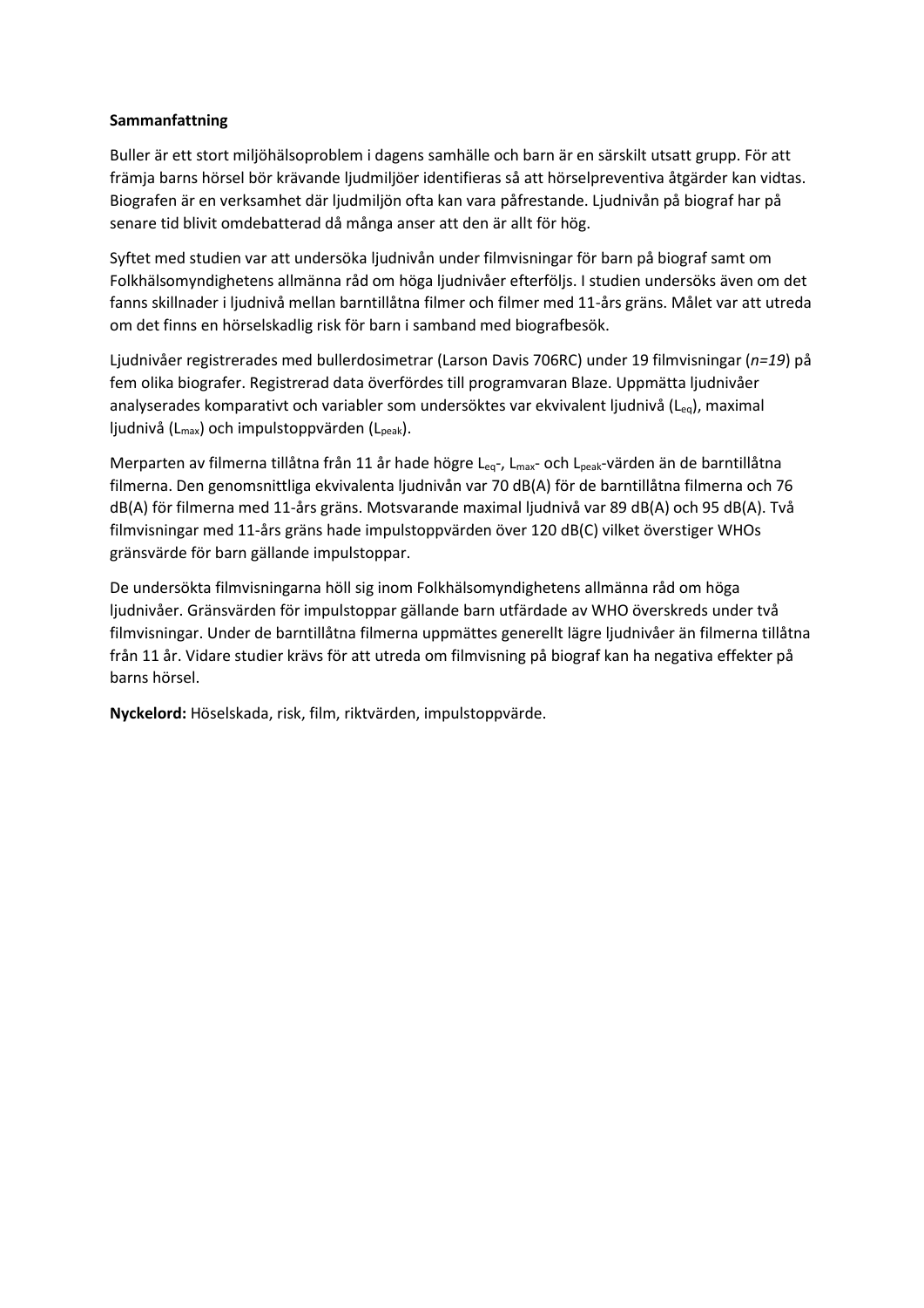**Sammanfattning**

Buller är ett stort miljöhälsoproblem i dagens samhälle och barn är en särskilt utsatt grupp. För att främja barns hörsel bör krävande ljudmiljöer identifieras så att hörselpreventiva åtgärder kan vidtas. Biografen är en verksamhet där ljudmiljön ofta kan vara påfrestande. Ljudnivån på biograf har på senare tid blivit omdebatterad då många anser att den är allt för hög.

Syftet med studien var att undersöka ljudnivån under filmvisningar för barn på biograf samt om Folkhälsomyndighetens allmänna råd om höga ljudnivåer efterföljs. I studien undersöks även om det fanns skillnader i ljudnivå mellan barntillåtna filmer och filmer med 11-års gräns. Målet var att utreda om det finns en hörselskadlig risk för barn i samband med biografbesök.

Ljudnivåer registrerades med bullerdosimetrar (Larson Davis 706RC) under 19 filmvisningar ($n=19$) på fem olika biografer. Registrerad data överfördes till programvaran Blaze. Uppmätta ljudnivåer analyserades komparativt och variabler som undersöktes var ekvivalent ljudnivå ($L_{eq}$), maximal ljudnivå ($L_{max}$) och impulstoppvärden ($L_{peak}$).

Merparten av filmerna tillåtna från 11 år hade högre $L_{eq}$-, $L_{max}$- och $L_{peak}$-värden än de barntillåtna filmerna. Den genomsnittliga ekvivalenta ljudnivån var 70 dB(A) för de barntillåtna filmerna och 76 dB(A) för filmerna med 11-års gräns. Motsvarande maximal ljudnivå var 89 dB(A) och 95 dB(A). Två filmvisningar med 11-års gräns hade impulstoppvärden över 120 dB(C) vilket överstiger WHOs gränsvärde för barn gällande impulstoppar.

De undersökta filmvisningarna höll sig inom Folkhälsomyndighetens allmänna råd om höga ljudnivåer. Gränsvärden för impulstoppar gällande barn utfärdade av WHO överskreds under två filmvisningar. Under de barntillåtna filmerna uppmättes generellt lägre ljudnivåer än filmerna tillåtna från 11 år. Vidare studier krävs för att utreda om filmvisning på biograf kan ha negativa effekter på barns hörsel.

**Nyckelord:** Höselskada, risk, film, riktvärden, impulstoppvärde.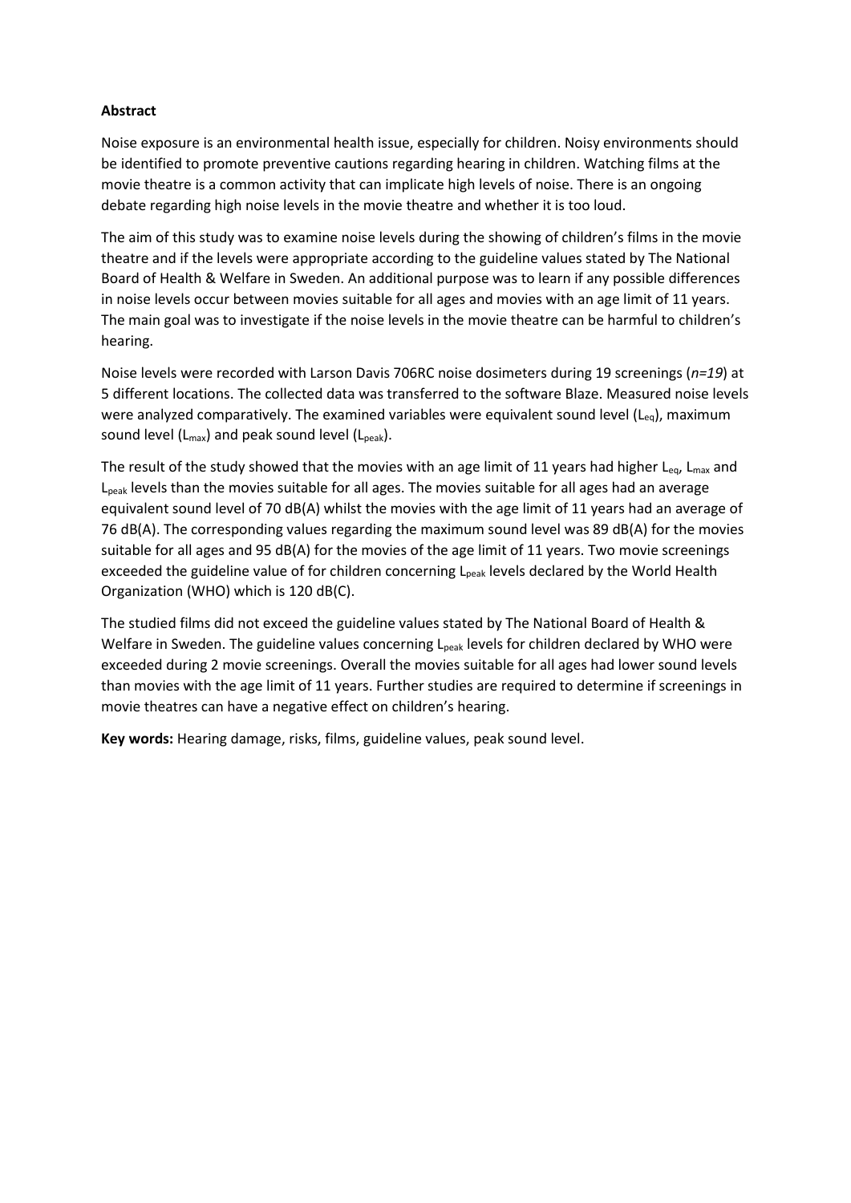**Abstract**

Noise exposure is an environmental health issue, especially for children. Noisy environments should be identified to promote preventive cautions regarding hearing in children. Watching films at the movie theatre is a common activity that can implicate high levels of noise. There is an ongoing debate regarding high noise levels in the movie theatre and whether it is too loud.

The aim of this study was to examine noise levels during the showing of children's films in the movie theatre and if the levels were appropriate according to the guideline values stated by The National Board of Health & Welfare in Sweden. An additional purpose was to learn if any possible differences in noise levels occur between movies suitable for all ages and movies with an age limit of 11 years. The main goal was to investigate if the noise levels in the movie theatre can be harmful to children's hearing.

Noise levels were recorded with Larson Davis 706RC noise dosimeters during 19 screenings (*n=19*) at 5 different locations. The collected data was transferred to the software Blaze. Measured noise levels were analyzed comparatively. The examined variables were equivalent sound level ($L_{eq}$), maximum sound level ($L_{max}$) and peak sound level ($L_{peak}$).

The result of the study showed that the movies with an age limit of 11 years had higher $L_{eq}$, $L_{max}$ and $L_{peak}$ levels than the movies suitable for all ages. The movies suitable for all ages had an average equivalent sound level of 70 dB(A) whilst the movies with the age limit of 11 years had an average of 76 dB(A). The corresponding values regarding the maximum sound level was 89 dB(A) for the movies suitable for all ages and 95 dB(A) for the movies of the age limit of 11 years. Two movie screenings exceeded the guideline value of for children concerning $L_{peak}$ levels declared by the World Health Organization (WHO) which is 120 dB(C).

The studied films did not exceed the guideline values stated by The National Board of Health & Welfare in Sweden. The guideline values concerning $L_{peak}$ levels for children declared by WHO were exceeded during 2 movie screenings. Overall the movies suitable for all ages had lower sound levels than movies with the age limit of 11 years. Further studies are required to determine if screenings in movie theatres can have a negative effect on children's hearing.

**Key words:** Hearing damage, risks, films, guideline values, peak sound level.